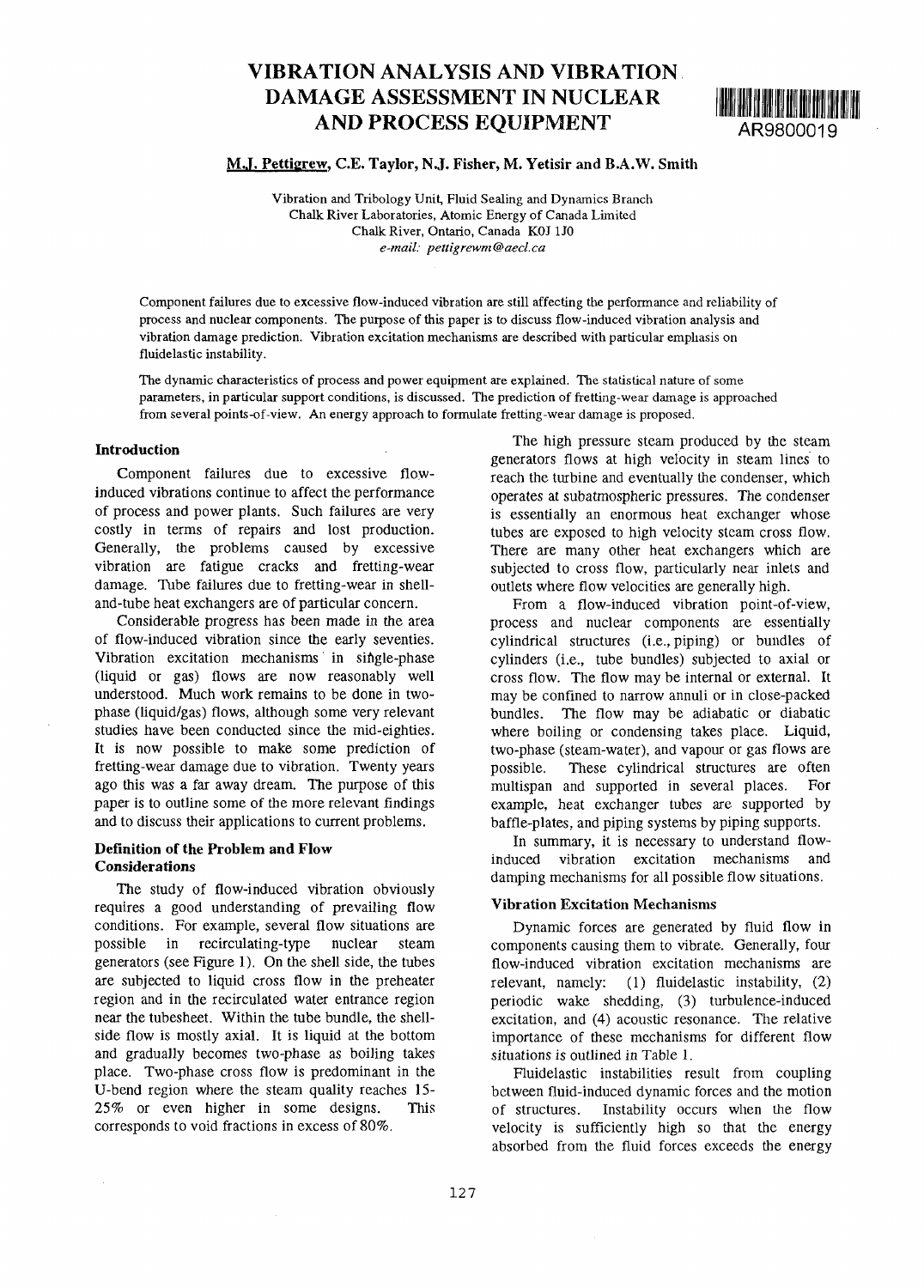# VIBRATION ANALYSIS AND VIBRATION DAMAGE ASSESSMENT IN NUCLEAR AND PROCESS EQUIPMENT

AR9800019

**M.J. Pettigrew, C.E. Taylor, N.J. Fisher, M. Yetisir and B.A.W. Smith**

Vibration and Tribology Unit, Fluid Sealing and Dynamics Branch
Chalk River Laboratories, Atomic Energy of Canada Limited
Chalk River, Ontario, Canada K0J 1J0
*e-mail: pettigrewm@aecl.ca*

Component failures due to excessive flow-induced vibration are still affecting the performance and reliability of process and nuclear components. The purpose of this paper is to discuss flow-induced vibration analysis and vibration damage prediction. Vibration excitation mechanisms are described with particular emphasis on fluidelastic instability.

The dynamic characteristics of process and power equipment are explained. The statistical nature of some parameters, in particular support conditions, is discussed. The prediction of fretting-wear damage is approached from several points-of-view. An energy approach to formulate fretting-wear damage is proposed.

## Introduction

Component failures due to excessive flow-induced vibrations continue to affect the performance of process and power plants. Such failures are very costly in terms of repairs and lost production. Generally, the problems caused by excessive vibration are fatigue cracks and fretting-wear damage. Tube failures due to fretting-wear in shell-and-tube heat exchangers are of particular concern.

Considerable progress has been made in the area of flow-induced vibration since the early seventies. Vibration excitation mechanisms in single-phase (liquid or gas) flows are now reasonably well understood. Much work remains to be done in two-phase (liquid/gas) flows, although some very relevant studies have been conducted since the mid-eighties. It is now possible to make some prediction of fretting-wear damage due to vibration. Twenty years ago this was a far away dream. The purpose of this paper is to outline some of the more relevant findings and to discuss their applications to current problems.

## Definition of the Problem and Flow Considerations

The study of flow-induced vibration obviously requires a good understanding of prevailing flow conditions. For example, several flow situations are possible in recirculating-type nuclear steam generators (see Figure 1). On the shell side, the tubes are subjected to liquid cross flow in the preheater region and in the recirculated water entrance region near the tubesheet. Within the tube bundle, the shell-side flow is mostly axial. It is liquid at the bottom and gradually becomes two-phase as boiling takes place. Two-phase cross flow is predominant in the U-bend region where the steam quality reaches 15-25% or even higher in some designs. This corresponds to void fractions in excess of 80%.

The high pressure steam produced by the steam generators flows at high velocity in steam lines to reach the turbine and eventually the condenser, which operates at subatmospheric pressures. The condenser is essentially an enormous heat exchanger whose tubes are exposed to high velocity steam cross flow. There are many other heat exchangers which are subjected to cross flow, particularly near inlets and outlets where flow velocities are generally high.

From a flow-induced vibration point-of-view, process and nuclear components are essentially cylindrical structures (i.e., piping) or bundles of cylinders (i.e., tube bundles) subjected to axial or cross flow. The flow may be internal or external. It may be confined to narrow annuli or in close-packed bundles. The flow may be adiabatic or diabatic where boiling or condensing takes place. Liquid, two-phase (steam-water), and vapour or gas flows are possible. These cylindrical structures are often multispan and supported in several places. For example, heat exchanger tubes are supported by baffle-plates, and piping systems by piping supports.

In summary, it is necessary to understand flow-induced vibration excitation mechanisms and damping mechanisms for all possible flow situations.

## Vibration Excitation Mechanisms

Dynamic forces are generated by fluid flow in components causing them to vibrate. Generally, four flow-induced vibration excitation mechanisms are relevant, namely: (1) fluidelastic instability, (2) periodic wake shedding, (3) turbulence-induced excitation, and (4) acoustic resonance. The relative importance of these mechanisms for different flow situations is outlined in Table 1.

Fluidelastic instabilities result from coupling between fluid-induced dynamic forces and the motion of structures. Instability occurs when the flow velocity is sufficiently high so that the energy absorbed from the fluid forces exceeds the energy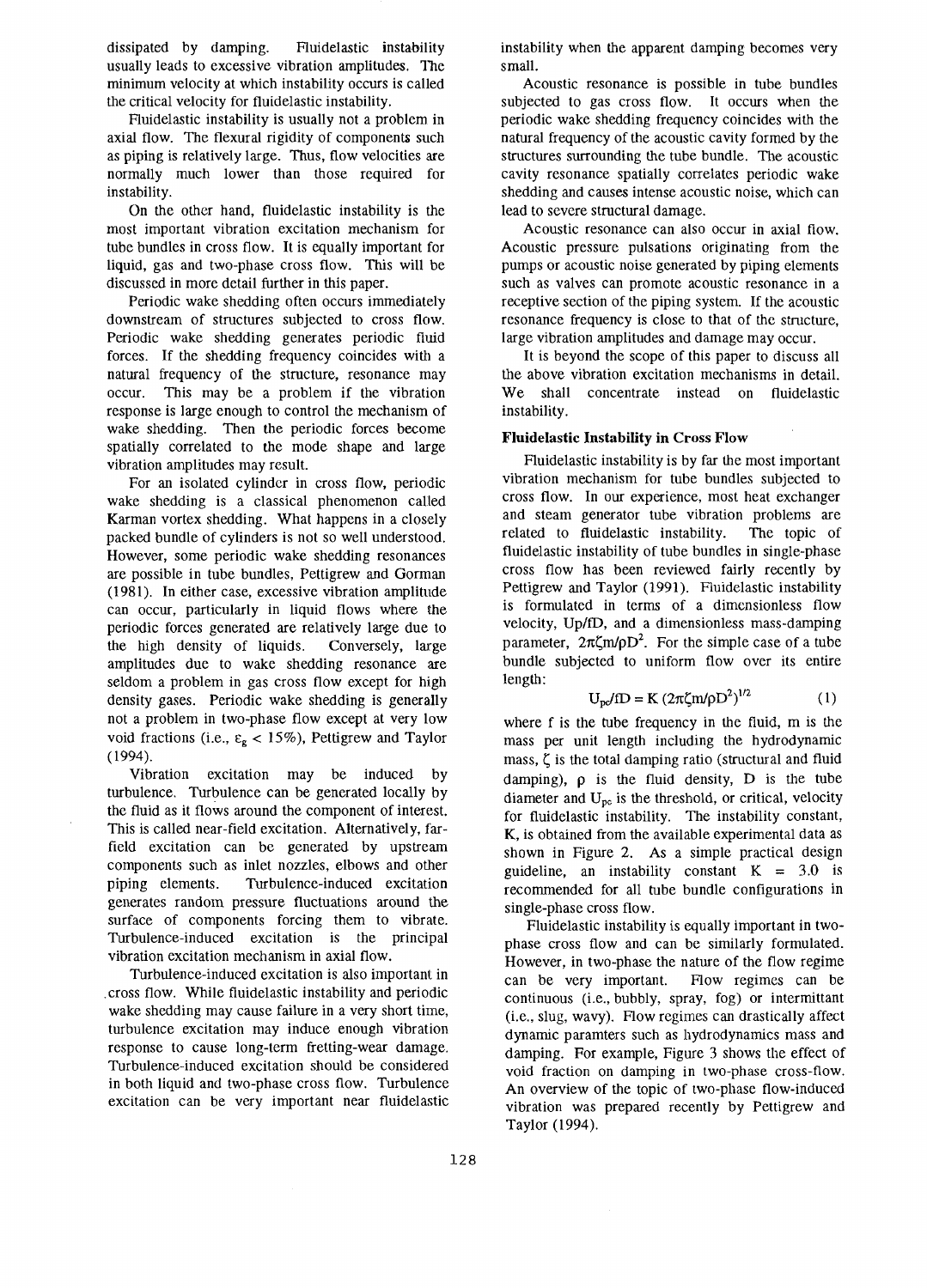dissipated by damping. Fluidelastic instability usually leads to excessive vibration amplitudes. The minimum velocity at which instability occurs is called the critical velocity for fluidelastic instability.

Fluidelastic instability is usually not a problem in axial flow. The flexural rigidity of components such as piping is relatively large. Thus, flow velocities are normally much lower than those required for instability.

On the other hand, fluidelastic instability is the most important vibration excitation mechanism for tube bundles in cross flow. It is equally important for liquid, gas and two-phase cross flow. This will be discussed in more detail further in this paper.

Periodic wake shedding often occurs immediately downstream of structures subjected to cross flow. Periodic wake shedding generates periodic fluid forces. If the shedding frequency coincides with a natural frequency of the structure, resonance may occur. This may be a problem if the vibration response is large enough to control the mechanism of wake shedding. Then the periodic forces become spatially correlated to the mode shape and large vibration amplitudes may result.

For an isolated cylinder in cross flow, periodic wake shedding is a classical phenomenon called Karman vortex shedding. What happens in a closely packed bundle of cylinders is not so well understood. However, some periodic wake shedding resonances are possible in tube bundles, Pettigrew and Gorman (1981). In either case, excessive vibration amplitude can occur, particularly in liquid flows where the periodic forces generated are relatively large due to the high density of liquids. Conversely, large amplitudes due to wake shedding resonance are seldom a problem in gas cross flow except for high density gases. Periodic wake shedding is generally not a problem in two-phase flow except at very low void fractions (i.e., $\varepsilon_g < 15\%$), Pettigrew and Taylor (1994).

Vibration excitation may be induced by turbulence. Turbulence can be generated locally by the fluid as it flows around the component of interest. This is called near-field excitation. Alternatively, far-field excitation can be generated by upstream components such as inlet nozzles, elbows and other piping elements. Turbulence-induced excitation generates random pressure fluctuations around the surface of components forcing them to vibrate. Turbulence-induced excitation is the principal vibration excitation mechanism in axial flow.

Turbulence-induced excitation is also important in cross flow. While fluidelastic instability and periodic wake shedding may cause failure in a very short time, turbulence excitation may induce enough vibration response to cause long-term fretting-wear damage. Turbulence-induced excitation should be considered in both liquid and two-phase cross flow. Turbulence excitation can be very important near fluidelastic instability when the apparent damping becomes very small.

Acoustic resonance is possible in tube bundles subjected to gas cross flow. It occurs when the periodic wake shedding frequency coincides with the natural frequency of the acoustic cavity formed by the structures surrounding the tube bundle. The acoustic cavity resonance spatially correlates periodic wake shedding and causes intense acoustic noise, which can lead to severe structural damage.

Acoustic resonance can also occur in axial flow. Acoustic pressure pulsations originating from the pumps or acoustic noise generated by piping elements such as valves can promote acoustic resonance in a receptive section of the piping system. If the acoustic resonance frequency is close to that of the structure, large vibration amplitudes and damage may occur.

It is beyond the scope of this paper to discuss all the above vibration excitation mechanisms in detail. We shall concentrate instead on fluidelastic instability.

### Fluidelastic Instability in Cross Flow

Fluidelastic instability is by far the most important vibration mechanism for tube bundles subjected to cross flow. In our experience, most heat exchanger and steam generator tube vibration problems are related to fluidelastic instability. The topic of fluidelastic instability of tube bundles in single-phase cross flow has been reviewed fairly recently by Pettigrew and Taylor (1991). Fluidelastic instability is formulated in terms of a dimensionless flow velocity, $U_p/fD$, and a dimensionless mass-damping parameter, $2\pi\zeta m/\rho D^2$. For the simple case of a tube bundle subjected to uniform flow over its entire length:

$$U_{pc}/fD = K\,(2\pi\zeta m/\rho D^2)^{1/2} \qquad (1)$$

where f is the tube frequency in the fluid, m is the mass per unit length including the hydrodynamic mass, $\zeta$ is the total damping ratio (structural and fluid damping), $\rho$ is the fluid density, D is the tube diameter and $U_{pc}$ is the threshold, or critical, velocity for fluidelastic instability. The instability constant, K, is obtained from the available experimental data as shown in Figure 2. As a simple practical design guideline, an instability constant $K = 3.0$ is recommended for all tube bundle configurations in single-phase cross flow.

Fluidelastic instability is equally important in two-phase cross flow and can be similarly formulated. However, in two-phase the nature of the flow regime can be very important. Flow regimes can be continuous (i.e., bubbly, spray, fog) or intermittant (i.e., slug, wavy). Flow regimes can drastically affect dynamic paramters such as hydrodynamics mass and damping. For example, Figure 3 shows the effect of void fraction on damping in two-phase cross-flow. An overview of the topic of two-phase flow-induced vibration was prepared recently by Pettigrew and Taylor (1994).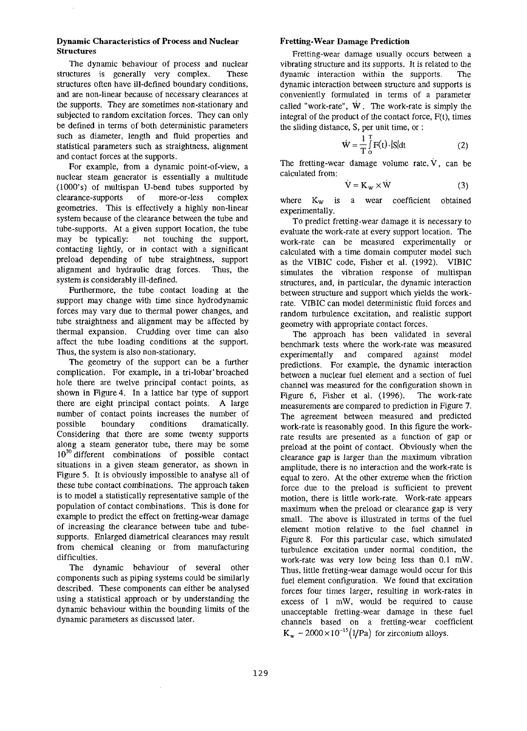### Dynamic Characteristics of Process and Nuclear Structures

The dynamic behaviour of process and nuclear structures is generally very complex. These structures often have ill-defined boundary conditions, and are non-linear because of necessary clearances at the supports. They are sometimes non-stationary and subjected to random excitation forces. They can only be defined in terms of both deterministic parameters such as diameter, length and fluid properties and statistical parameters such as straightness, alignment and contact forces at the supports.

For example, from a dynamic point-of-view, a nuclear steam generator is essentially a multitude (1000's) of multispan U-bend tubes supported by clearance-supports of more-or-less complex geometries. This is effectively a highly non-linear system because of the clearance between the tube and tube-supports. At a given support location, the tube may be typically: not touching the support, contacting lightly, or in contact with a significant preload depending of tube straightness, support alignment and hydraulic drag forces. Thus, the system is considerably ill-defined.

Furthermore, the tube contact loading at the support may change with time since hydrodynamic forces may vary due to thermal power changes, and tube straightness and alignment may be affected by thermal expansion. Crudding over time can also affect the tube loading conditions at the support. Thus, the system is also non-stationary.

The geometry of the support can be a further complication. For example, in a tri-lobar broached hole there are twelve principal contact points, as shown in Figure 4. In a lattice bar type of support there are eight principal contact points. A large number of contact points increases the number of possible boundary conditions dramatically. Considering that there are some twenty supports along a steam generator tube, there may be some $10^{30}$ different combinations of possible contact situations in a given steam generator, as shown in Figure 5. It is obviously impossible to analyse all of these tube contact combinations. The approach taken is to model a statistically representative sample of the population of contact combinations. This is done for example to predict the effect on fretting-wear damage of increasing the clearance between tube and tube-supports. Enlarged diametrical clearances may result from chemical cleaning or from manufacturing difficulties.

The dynamic behaviour of several other components such as piping systems could be similarly described. These components can either be analysed using a statistical approach or by understanding the dynamic behaviour within the bounding limits of the dynamic parameters as discussed later.

### Fretting-Wear Damage Prediction

Fretting-wear damage usually occurs between a vibrating structure and its supports. It is related to the dynamic interaction within the supports. The dynamic interaction between structure and supports is conveniently formulated in terms of a parameter called "work-rate", $\dot{W}$. The work-rate is simply the integral of the product of the contact force, F(t), times the sliding distance, S, per unit time, or :

$$\dot{W} = \frac{1}{T}\int_0^T F(t)\cdot|S|dt \qquad (2)$$

The fretting-wear damage volume rate, $\dot{V}$, can be calculated from:

$$\dot{V} = K_W \times \dot{W} \qquad (3)$$

where $K_W$ is a wear coefficient obtained experimentally.

To predict fretting-wear damage it is necessary to evaluate the work-rate at every support location. The work-rate can be measured experimentally or calculated with a time domain computer model such as the VIBIC code, Fisher et al. (1992). VIBIC simulates the vibration response of multispan structures, and, in particular, the dynamic interaction between structure and support which yields the work-rate. VIBIC can model deterministic fluid forces and random turbulence excitation, and realistic support geometry with appropriate contact forces.

The approach has been validated in several benchmark tests where the work-rate was measured experimentally and compared against model predictions. For example, the dynamic interaction between a nuclear fuel element and a section of fuel channel was measured for the configuration shown in Figure 6, Fisher et al. (1996). The work-rate measurements are compared to prediction in Figure 7. The agreement between measured and predicted work-rate is reasonably good. In this figure the work-rate results are presented as a function of gap or preload at the point of contact. Obviously when the clearance gap is larger than the maximum vibration amplitude, there is no interaction and the work-rate is equal to zero. At the other extreme when the friction force due to the preload is sufficient to prevent motion, there is little work-rate. Work-rate appears maximum when the preload or clearance gap is very small. The above is illustrated in terms of the fuel element motion relative to the fuel channel in Figure 8. For this particular case, which simulated turbulence excitation under normal condition, the work-rate was very low being less than 0.1 mW. Thus, little fretting-wear damage would occur for this fuel element configuration. We found that excitation forces four times larger, resulting in work-rates in excess of 1 mW, would be required to cause unacceptable fretting-wear damage in these fuel channels based on a fretting-wear coefficient $K_w \sim 2000\times10^{-15}(1/\text{Pa})$ for zirconium alloys.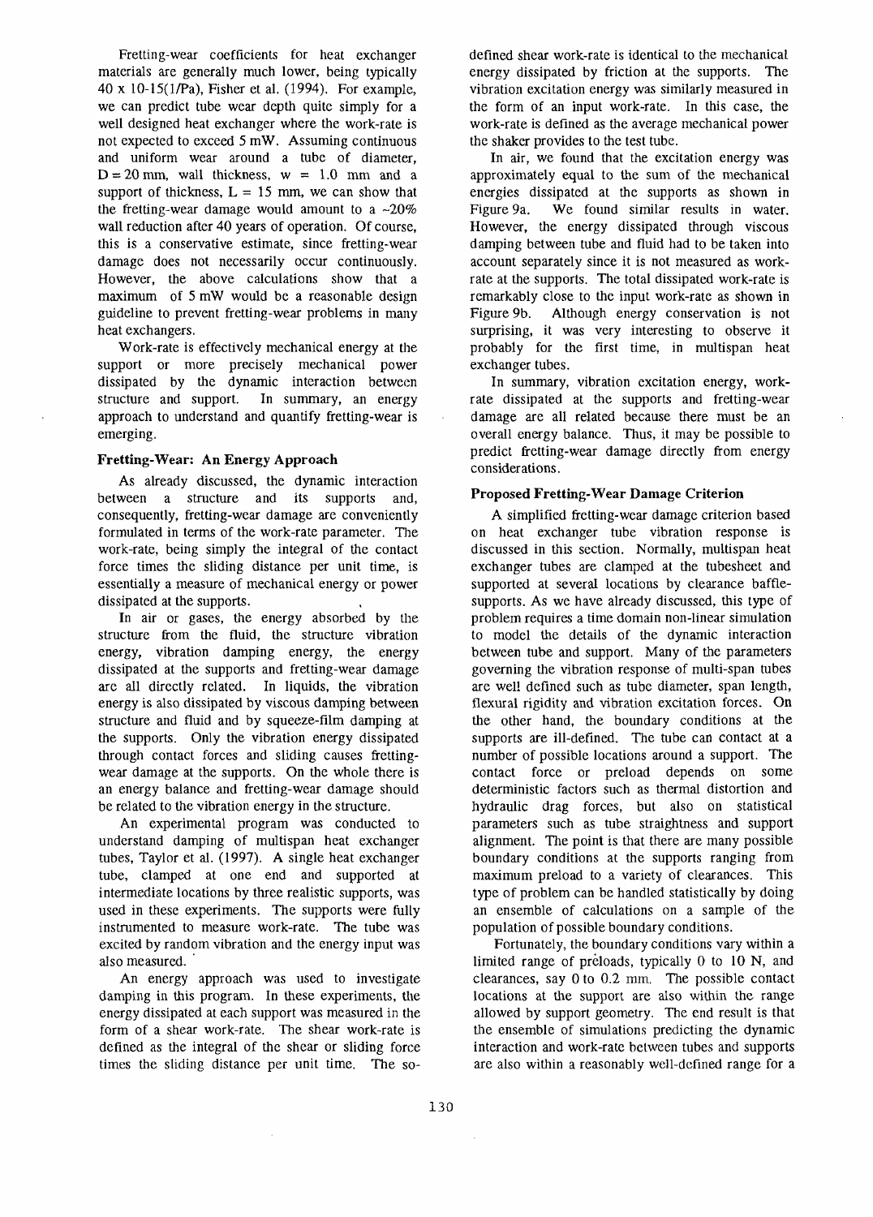Fretting-wear coefficients for heat exchanger materials are generally much lower, being typically 40 x 10-15(1/Pa), Fisher et al. (1994). For example, we can predict tube wear depth quite simply for a well designed heat exchanger where the work-rate is not expected to exceed 5 mW. Assuming continuous and uniform wear around a tube of diameter, $D = 20$ mm, wall thickness, $w = 1.0$ mm and a support of thickness, $L = 15$ mm, we can show that the fretting-wear damage would amount to a ~20% wall reduction after 40 years of operation. Of course, this is a conservative estimate, since fretting-wear damage does not necessarily occur continuously. However, the above calculations show that a maximum of 5 mW would be a reasonable design guideline to prevent fretting-wear problems in many heat exchangers.

Work-rate is effectively mechanical energy at the support or more precisely mechanical power dissipated by the dynamic interaction between structure and support. In summary, an energy approach to understand and quantify fretting-wear is emerging.

### Fretting-Wear: An Energy Approach

As already discussed, the dynamic interaction between a structure and its supports and, consequently, fretting-wear damage are conveniently formulated in terms of the work-rate parameter. The work-rate, being simply the integral of the contact force times the sliding distance per unit time, is essentially a measure of mechanical energy or power dissipated at the supports.

In air or gases, the energy absorbed by the structure from the fluid, the structure vibration energy, vibration damping energy, the energy dissipated at the supports and fretting-wear damage are all directly related. In liquids, the vibration energy is also dissipated by viscous damping between structure and fluid and by squeeze-film damping at the supports. Only the vibration energy dissipated through contact forces and sliding causes fretting-wear damage at the supports. On the whole there is an energy balance and fretting-wear damage should be related to the vibration energy in the structure.

An experimental program was conducted to understand damping of multispan heat exchanger tubes, Taylor et al. (1997). A single heat exchanger tube, clamped at one end and supported at intermediate locations by three realistic supports, was used in these experiments. The supports were fully instrumented to measure work-rate. The tube was excited by random vibration and the energy input was also measured.

An energy approach was used to investigate damping in this program. In these experiments, the energy dissipated at each support was measured in the form of a shear work-rate. The shear work-rate is defined as the integral of the shear or sliding force times the sliding distance per unit time. The so-defined shear work-rate is identical to the mechanical energy dissipated by friction at the supports. The vibration excitation energy was similarly measured in the form of an input work-rate. In this case, the work-rate is defined as the average mechanical power the shaker provides to the test tube.

In air, we found that the excitation energy was approximately equal to the sum of the mechanical energies dissipated at the supports as shown in Figure 9a. We found similar results in water. However, the energy dissipated through viscous damping between tube and fluid had to be taken into account separately since it is not measured as work-rate at the supports. The total dissipated work-rate is remarkably close to the input work-rate as shown in Figure 9b. Although energy conservation is not surprising, it was very interesting to observe it probably for the first time, in multispan heat exchanger tubes.

In summary, vibration excitation energy, work-rate dissipated at the supports and fretting-wear damage are all related because there must be an overall energy balance. Thus, it may be possible to predict fretting-wear damage directly from energy considerations.

### Proposed Fretting-Wear Damage Criterion

A simplified fretting-wear damage criterion based on heat exchanger tube vibration response is discussed in this section. Normally, multispan heat exchanger tubes are clamped at the tubesheet and supported at several locations by clearance baffle-supports. As we have already discussed, this type of problem requires a time domain non-linear simulation to model the details of the dynamic interaction between tube and support. Many of the parameters governing the vibration response of multi-span tubes are well defined such as tube diameter, span length, flexural rigidity and vibration excitation forces. On the other hand, the boundary conditions at the supports are ill-defined. The tube can contact at a number of possible locations around a support. The contact force or preload depends on some deterministic factors such as thermal distortion and hydraulic drag forces, but also on statistical parameters such as tube straightness and support alignment. The point is that there are many possible boundary conditions at the supports ranging from maximum preload to a variety of clearances. This type of problem can be handled statistically by doing an ensemble of calculations on a sample of the population of possible boundary conditions.

Fortunately, the boundary conditions vary within a limited range of preloads, typically 0 to 10 N, and clearances, say 0 to 0.2 mm. The possible contact locations at the support are also within the range allowed by support geometry. The end result is that the ensemble of simulations predicting the dynamic interaction and work-rate between tubes and supports are also within a reasonably well-defined range for a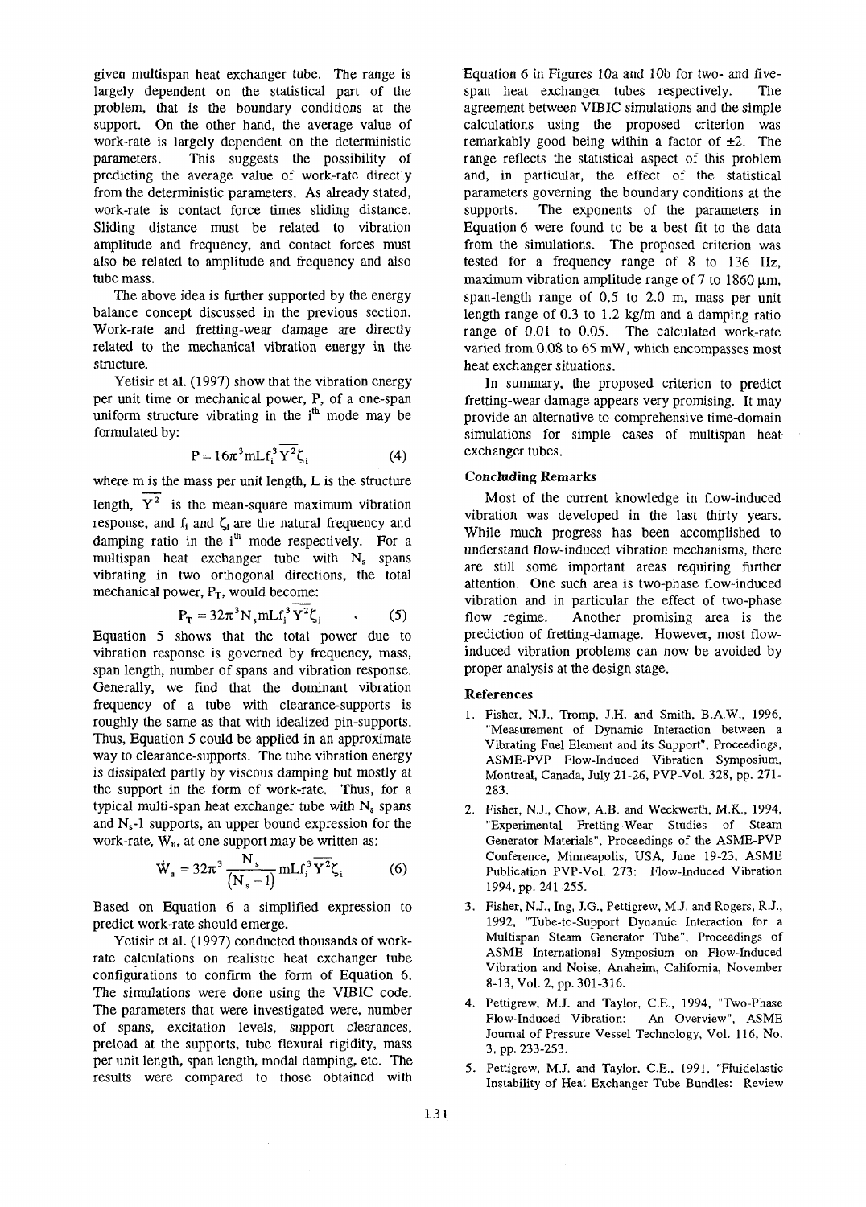given multispan heat exchanger tube. The range is largely dependent on the statistical part of the problem, that is the boundary conditions at the support. On the other hand, the average value of work-rate is largely dependent on the deterministic parameters. This suggests the possibility of predicting the average value of work-rate directly from the deterministic parameters. As already stated, work-rate is contact force times sliding distance. Sliding distance must be related to vibration amplitude and frequency, and contact forces must also be related to amplitude and frequency and also tube mass.

The above idea is further supported by the energy balance concept discussed in the previous section. Work-rate and fretting-wear damage are directly related to the mechanical vibration energy in the structure.

Yetisir et al. (1997) show that the vibration energy per unit time or mechanical power, P, of a one-span uniform structure vibrating in the $i^{th}$ mode may be formulated by:

$$P = 16\pi^3 m L f_i^3 \overline{Y^2} \zeta_i \qquad (4)$$

where m is the mass per unit length, L is the structure length, $\overline{Y^2}$ is the mean-square maximum vibration response, and $f_i$ and $\zeta_i$ are the natural frequency and damping ratio in the $i^{th}$ mode respectively. For a multispan heat exchanger tube with $N_s$ spans vibrating in two orthogonal directions, the total mechanical power, $P_T$, would become:

$$P_T = 32\pi^3 N_s m L f_i^3 \overline{Y^2} \zeta_i \qquad (5)$$

Equation 5 shows that the total power due to vibration response is governed by frequency, mass, span length, number of spans and vibration response. Generally, we find that the dominant vibration frequency of a tube with clearance-supports is roughly the same as that with idealized pin-supports. Thus, Equation 5 could be applied in an approximate way to clearance-supports. The tube vibration energy is dissipated partly by viscous damping but mostly at the support in the form of work-rate. Thus, for a typical multi-span heat exchanger tube with $N_s$ spans and $N_s$-1 supports, an upper bound expression for the work-rate, $W_n$, at one support may be written as:

$$\dot{W}_n = 32\pi^3 \frac{N_s}{(N_s - 1)} m L f_i^3 \overline{Y^2} \zeta_i \qquad (6)$$

Based on Equation 6 a simplified expression to predict work-rate should emerge.

Yetisir et al. (1997) conducted thousands of work-rate calculations on realistic heat exchanger tube configurations to confirm the form of Equation 6. The simulations were done using the VIBIC code. The parameters that were investigated were, number of spans, excitation levels, support clearances, preload at the supports, tube flexural rigidity, mass per unit length, span length, modal damping, etc. The results were compared to those obtained with Equation 6 in Figures 10a and 10b for two- and five-span heat exchanger tubes respectively. The agreement between VIBIC simulations and the simple calculations using the proposed criterion was remarkably good being within a factor of ±2. The range reflects the statistical aspect of this problem and, in particular, the effect of the statistical parameters governing the boundary conditions at the supports. The exponents of the parameters in Equation 6 were found to be a best fit to the data from the simulations. The proposed criterion was tested for a frequency range of 8 to 136 Hz, maximum vibration amplitude range of 7 to 1860 μm, span-length range of 0.5 to 2.0 m, mass per unit length range of 0.3 to 1.2 kg/m and a damping ratio range of 0.01 to 0.05. The calculated work-rate varied from 0.08 to 65 mW, which encompasses most heat exchanger situations.

In summary, the proposed criterion to predict fretting-wear damage appears very promising. It may provide an alternative to comprehensive time-domain simulations for simple cases of multispan heat exchanger tubes.

### Concluding Remarks

Most of the current knowledge in flow-induced vibration was developed in the last thirty years. While much progress has been accomplished to understand flow-induced vibration mechanisms, there are still some important areas requiring further attention. One such area is two-phase flow-induced vibration and in particular the effect of two-phase flow regime. Another promising area is the prediction of fretting-damage. However, most flow-induced vibration problems can now be avoided by proper analysis at the design stage.

### References

1. Fisher, N.J., Tromp, J.H. and Smith, B.A.W., 1996, "Measurement of Dynamic Interaction between a Vibrating Fuel Element and its Support", Proceedings, ASME-PVP Flow-Induced Vibration Symposium, Montreal, Canada, July 21-26, PVP-Vol. 328, pp. 271-283.
2. Fisher, N.J., Chow, A.B. and Weckwerth, M.K., 1994, "Experimental Fretting-Wear Studies of Steam Generator Materials", Proceedings of the ASME-PVP Conference, Minneapolis, USA, June 19-23, ASME Publication PVP-Vol. 273: Flow-Induced Vibration 1994, pp. 241-255.
3. Fisher, N.J., Ing, J.G., Pettigrew, M.J. and Rogers, R.J., 1992, "Tube-to-Support Dynamic Interaction for a Multispan Steam Generator Tube", Proceedings of ASME International Symposium on Flow-Induced Vibration and Noise, Anaheim, California, November 8-13, Vol. 2, pp. 301-316.
4. Pettigrew, M.J. and Taylor, C.E., 1994, "Two-Phase Flow-Induced Vibration: An Overview", ASME Journal of Pressure Vessel Technology, Vol. 116, No. 3, pp. 233-253.
5. Pettigrew, M.J. and Taylor, C.E., 1991, "Fluidelastic Instability of Heat Exchanger Tube Bundles: Review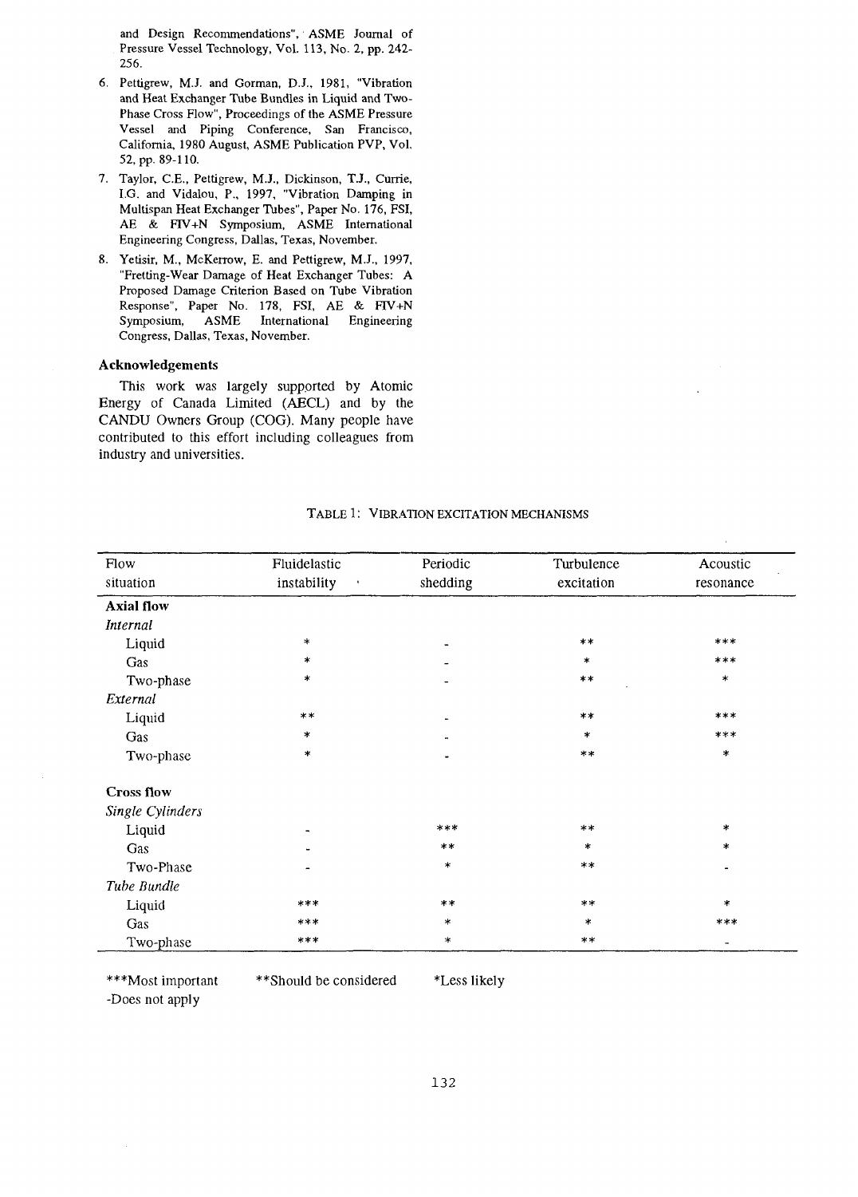and Design Recommendations", ASME Journal of Pressure Vessel Technology, Vol. 113, No. 2, pp. 242-256.

6. Pettigrew, M.J. and Gorman, D.J., 1981, "Vibration and Heat Exchanger Tube Bundles in Liquid and Two-Phase Cross Flow", Proceedings of the ASME Pressure Vessel and Piping Conference, San Francisco, California, 1980 August, ASME Publication PVP, Vol. 52, pp. 89-110.
7. Taylor, C.E., Pettigrew, M.J., Dickinson, T.J., Currie, I.G. and Vidalou, P., 1997, "Vibration Damping in Multispan Heat Exchanger Tubes", Paper No. 176, FSI, AE & FIV+N Symposium, ASME International Engineering Congress, Dallas, Texas, November.
8. Yetisir, M., McKerrow, E. and Pettigrew, M.J., 1997, "Fretting-Wear Damage of Heat Exchanger Tubes: A Proposed Damage Criterion Based on Tube Vibration Response", Paper No. 178, FSI, AE & FIV+N Symposium, ASME International Engineering Congress, Dallas, Texas, November.

### Acknowledgements

This work was largely supported by Atomic Energy of Canada Limited (AECL) and by the CANDU Owners Group (COG). Many people have contributed to this effort including colleagues from industry and universities.

TABLE 1: VIBRATION EXCITATION MECHANISMS

| Flow situation | Fluidelastic instability | Periodic shedding | Turbulence excitation | Acoustic resonance |
|---|---|---|---|---|
| **Axial flow** | | | | |
| *Internal* | | | | |
| Liquid | * | - | ** | *** |
| Gas | * | - | * | *** |
| Two-phase | * | - | ** | * |
| *External* | | | | |
| Liquid | ** | - | ** | *** |
| Gas | * | - | * | *** |
| Two-phase | * | - | ** | * |
| **Cross flow** | | | | |
| *Single Cylinders* | | | | |
| Liquid | - | *** | ** | * |
| Gas | - | ** | * | * |
| Two-Phase | - | * | ** | - |
| *Tube Bundle* | | | | |
| Liquid | *** | ** | ** | * |
| Gas | *** | * | * | *** |
| Two-phase | *** | * | ** | - |

***Most important    **Should be considered    *Less likely
-Does not apply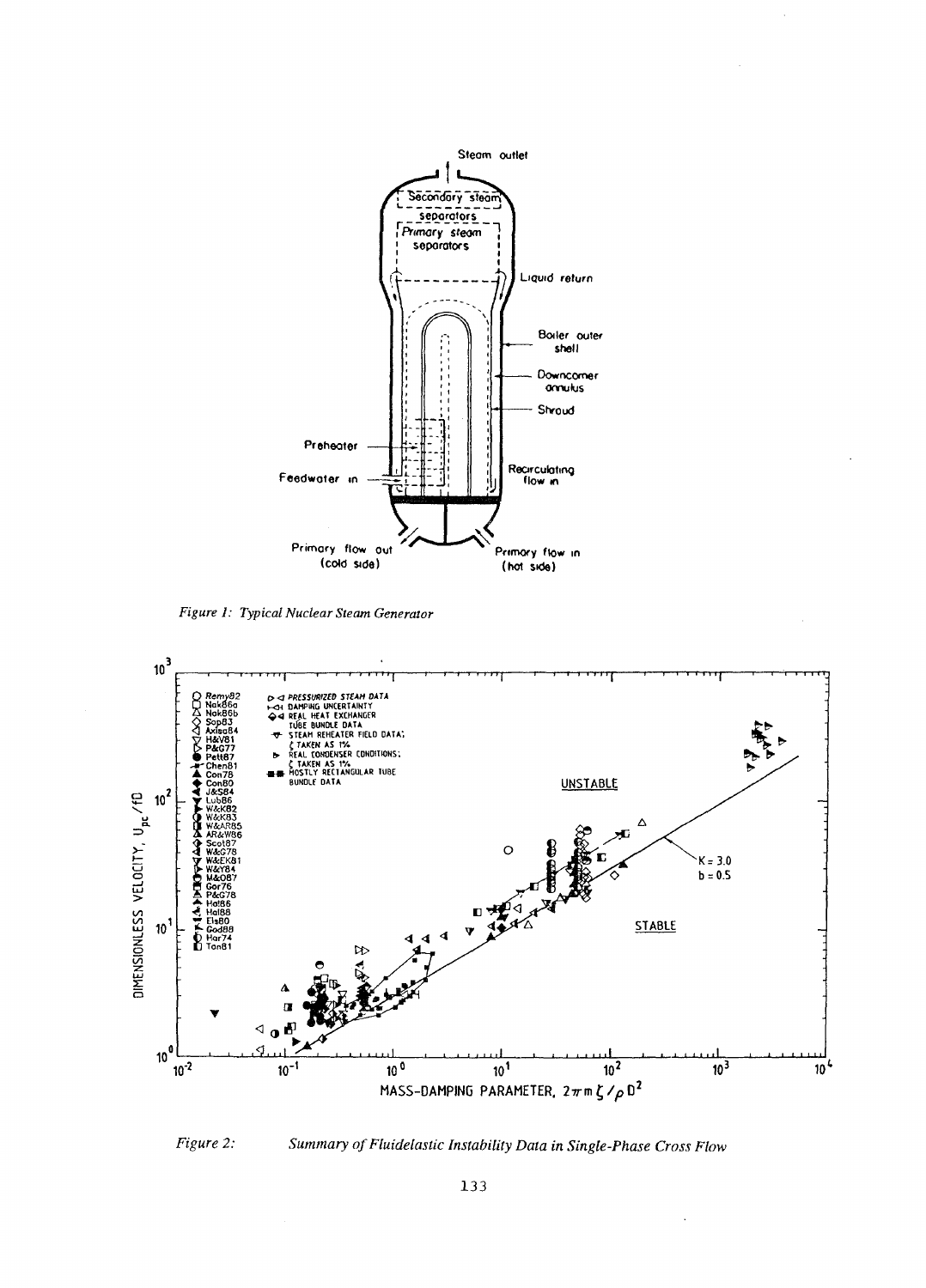Figure 1: Typical Nuclear Steam Generator

Figure 2: Summary of Fluidelastic Instability Data in Single-Phase Cross Flow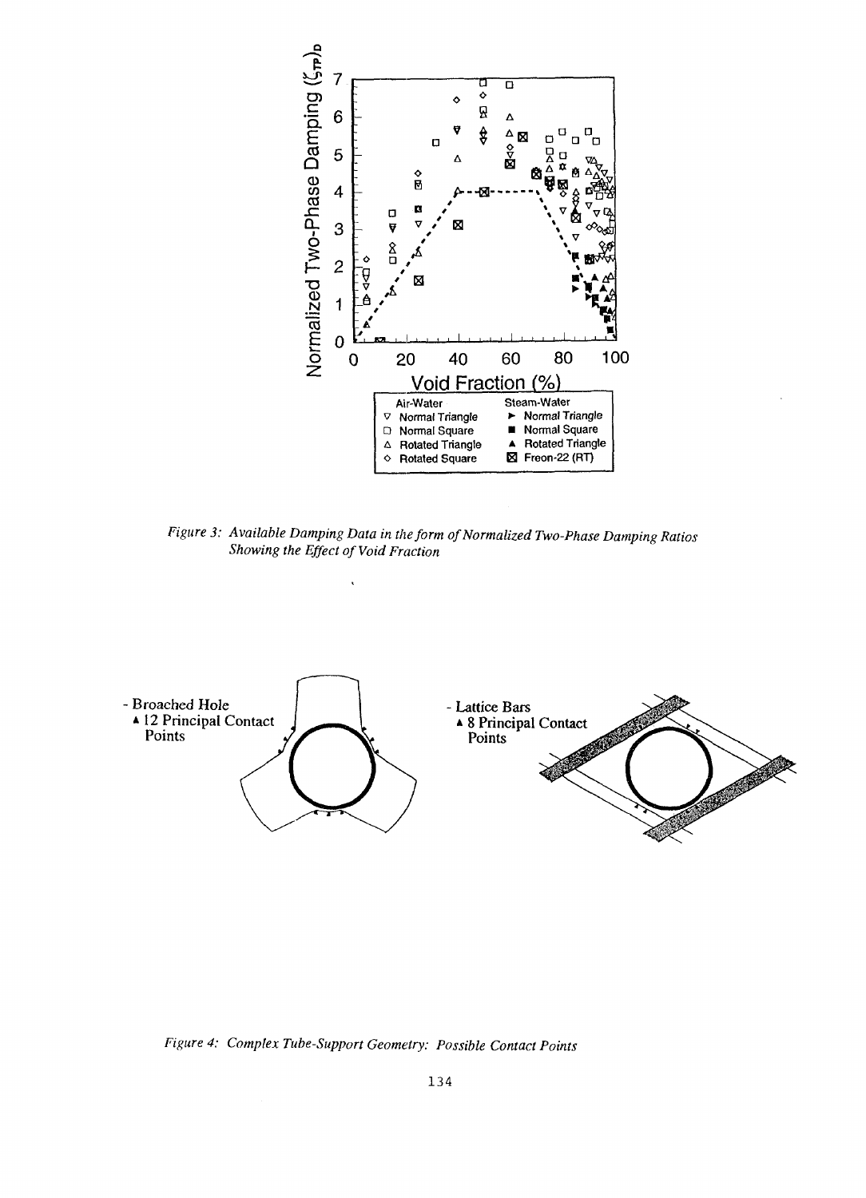*Figure 3: Available Damping Data in the form of Normalized Two-Phase Damping Ratios Showing the Effect of Void Fraction*

*Figure 4: Complex Tube-Support Geometry: Possible Contact Points*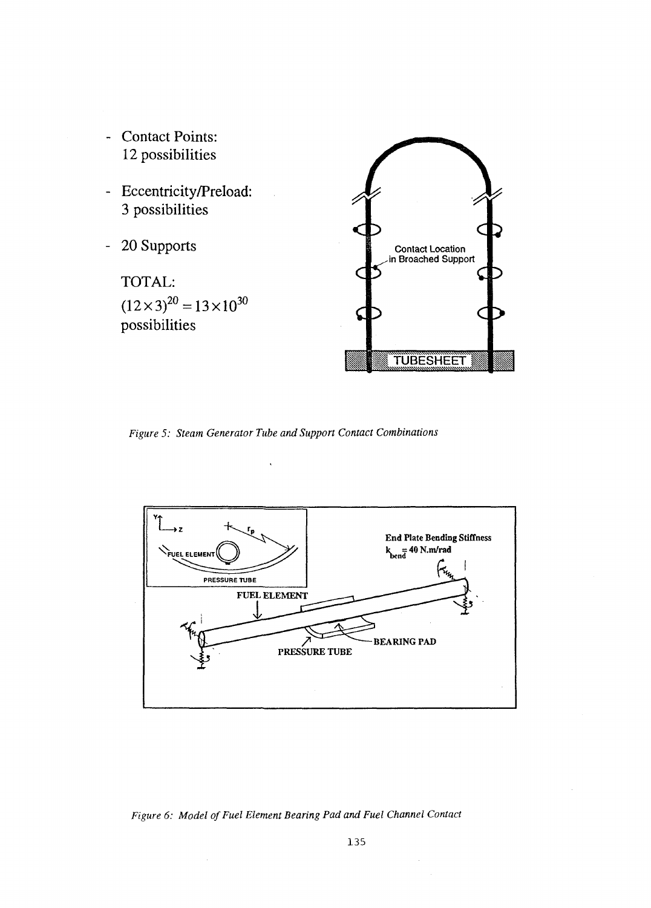- Contact Points:
  12 possibilities

- Eccentricity/Preload:
  3 possibilities

- 20 Supports

  TOTAL:
  $(12 \times 3)^{20} = 13 \times 10^{30}$
  possibilities

Contact Location in Broached Support

TUBESHEET

*Figure 5: Steam Generator Tube and Support Contact Combinations*

FUEL ELEMENT

PRESSURE TUBE

$r_p$

End Plate Bending Stiffness

$k_{bend} = 40$ N.m/rad

FUEL ELEMENT

BEARING PAD

PRESSURE TUBE

*Figure 6: Model of Fuel Element Bearing Pad and Fuel Channel Contact*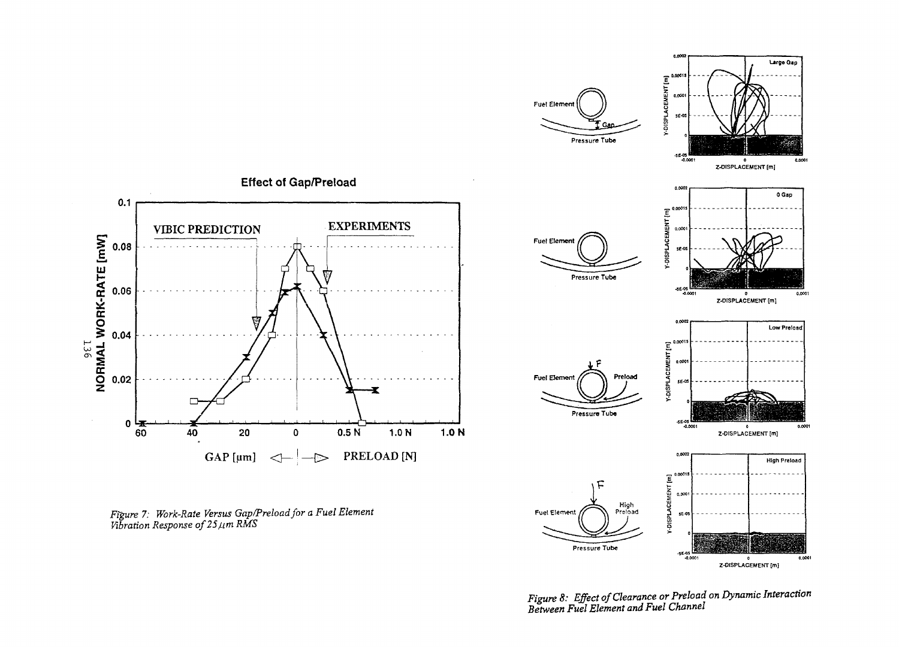Figure 7: Work-Rate Versus Gap/Preload for a Fuel Element Vibration Response of 25 $\mu m$ RMS

Figure 8: Effect of Clearance or Preload on Dynamic Interaction Between Fuel Element and Fuel Channel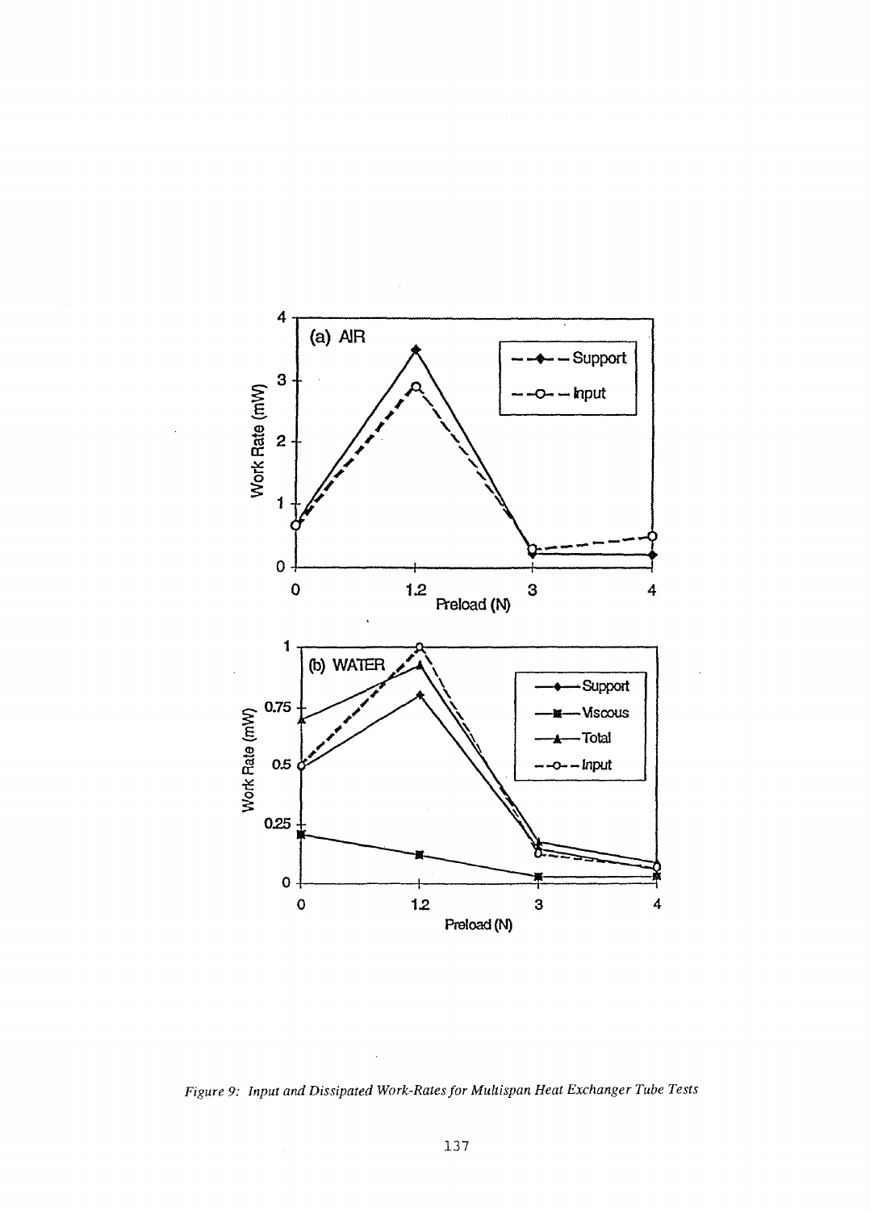*Figure 9: Input and Dissipated Work-Rates for Multispan Heat Exchanger Tube Tests*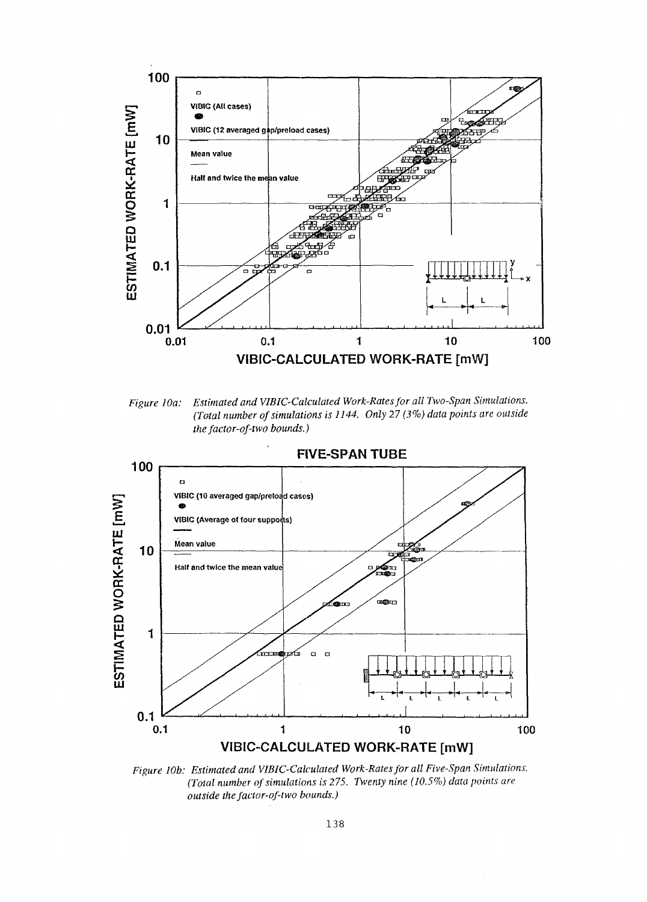100

VIBIC (All cases)

VIBIC (12 averaged gap/preload cases)

Mean value

Half and twice the mean value

ESTIMATED WORK-RATE [mW]

10

1

0.1

0.01

0.01

0.1

1

10

100

VIBIC-CALCULATED WORK-RATE [mW]

y

x

L

L

*Figure 10a: Estimated and VIBIC-Calculated Work-Rates for all Two-Span Simulations. (Total number of simulations is 1144. Only 27 (3%) data points are outside the factor-of-two bounds.)*

FIVE-SPAN TUBE

100

VIBIC (10 averaged gap/preload cases)

VIBIC (Average of four supports)

Mean value

Half and twice the mean value

ESTIMATED WORK-RATE [mW]

10

1

0.1

0.1

1

10

100

VIBIC-CALCULATED WORK-RATE [mW]

L

L

L

L

L

*Figure 10b: Estimated and VIBIC-Calculated Work-Rates for all Five-Span Simulations. (Total number of simulations is 275. Twenty nine (10.5%) data points are outside the factor-of-two bounds.)*